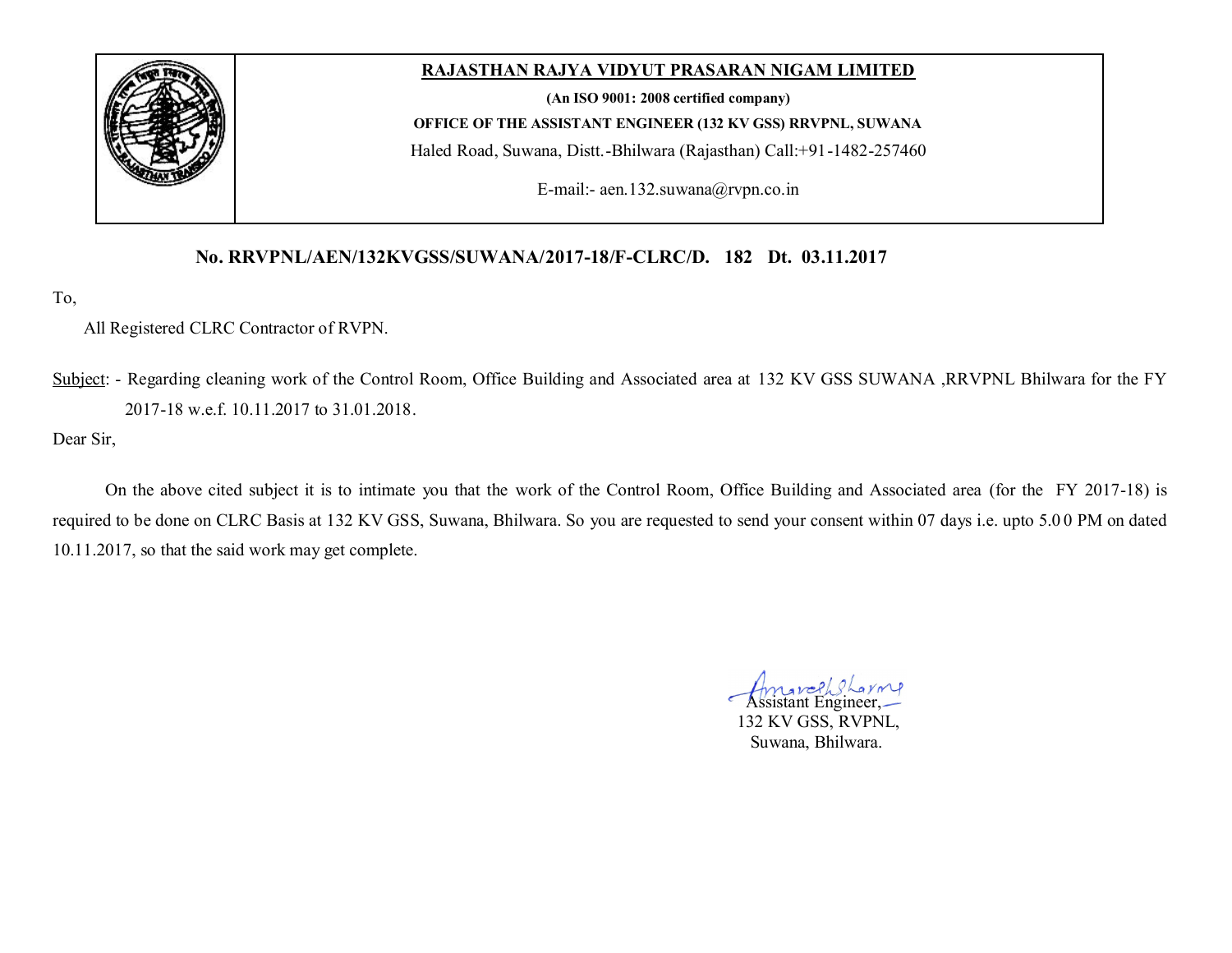**RAJASTHAN RAJYA VIDYUT PRASARAN NIGAM LIMITED**

**(An ISO 9001: 2008 certified company)**

**OFFICE OF THE ASSISTANT ENGINEER (132 KV GSS) RRVPNL, SUWANA**

Haled Road, Suwana, Distt.-Bhilwara (Rajasthan) Call:+91-1482-257460

E-mail:- aen.132.suwana@rvpn.co.in

**No. RRVPNL/AEN/132KVGSS/SUWANA/2017-18/F-CLRC/D. 182 Dt. 03.11.2017**

To,

All Registered CLRC Contractor of RVPN.

Subject: - Regarding cleaning work of the Control Room, Office Building and Associated area at 132 KV GSS SUWANA ,RRVPNL Bhilwara for the FY 2017-18 w.e.f. 10.11.2017 to 31.01.2018.

Dear Sir,

On the above cited subject it is to intimate you that the work of the Control Room, Office Building and Associated area (for the FY 2017-18) is required to be done on CLRC Basis at 132 KV GSS, Suwana, Bhilwara. So you are requested to send your consent within 07 days i.e. upto 5.00 PM on dated 10.11.2017, so that the said work may get complete.

Assistant Engineer,
132 KV GSS, RVPNL,
Suwana, Bhilwara.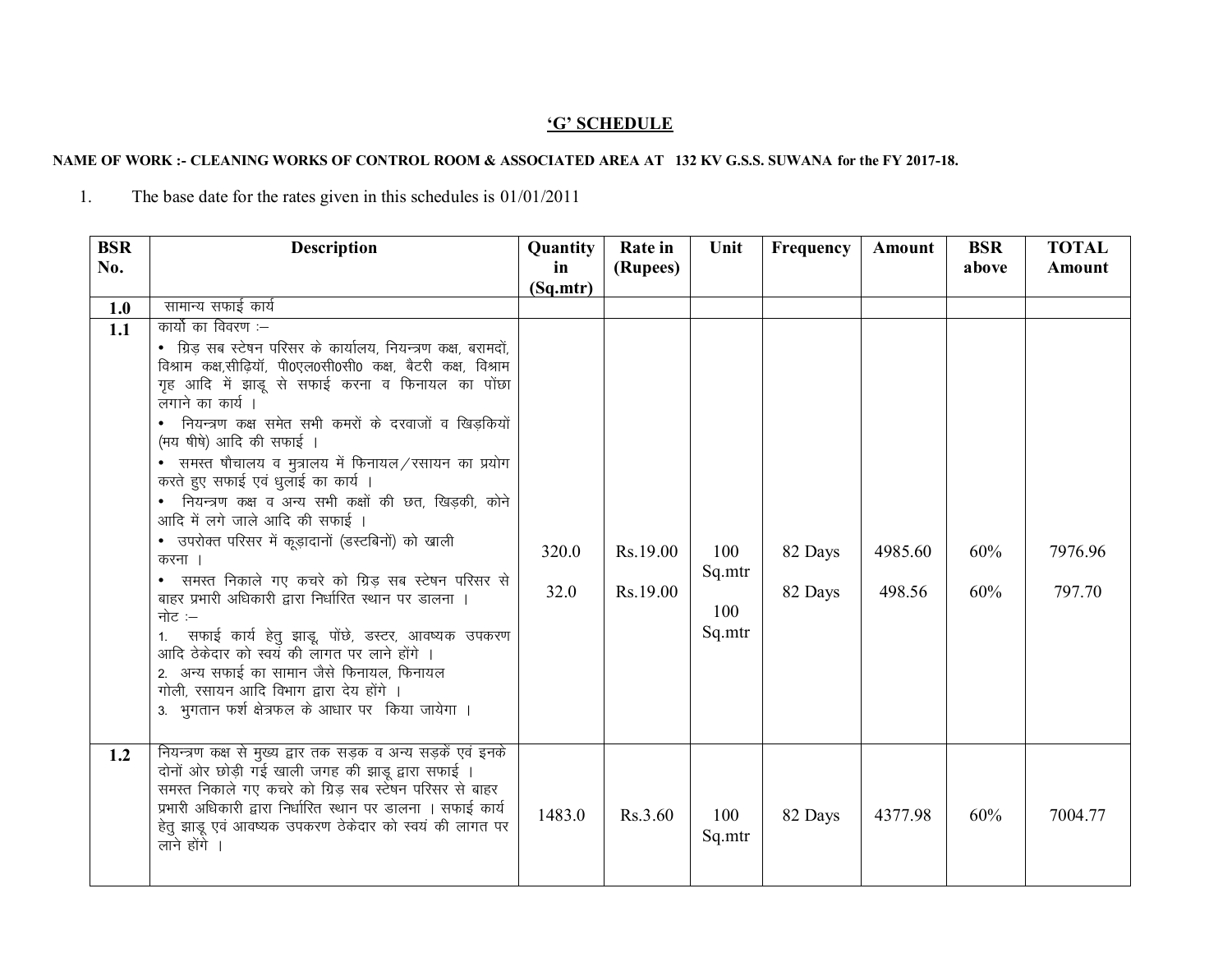## 'G' SCHEDULE

**NAME OF WORK :- CLEANING WORKS OF CONTROL ROOM & ASSOCIATED AREA AT 132 KV G.S.S. SUWANA for the FY 2017-18.**

1. The base date for the rates given in this schedules is 01/01/2011

| BSR No. | Description | Quantity in (Sq.mtr) | Rate in (Rupees) | Unit | Frequency | Amount | BSR above | TOTAL Amount |
|---|---|---|---|---|---|---|---|---|
| **1.0** | सामान्य सफाई कार्य | | | | | | | |
| **1.1** | कार्यों का विवरण :– <br>• ग्रिड़ सब स्टेषन परिसर के कार्यालय, नियन्त्रण कक्ष, बरामदों, विश्राम कक्ष,सीढ़ियॉं, पी0एल0सी0सी0 कक्ष, बैटरी कक्ष, विश्राम गृह आदि में झाडू से सफाई करना व फिनायल का पोंछा लगाने का कार्य । <br>• नियन्त्रण कक्ष समेत सभी कमरों के दरवाजों व खिड़कियों (मय षीषे) आदि की सफाई । <br>• समस्त षौचालय व मुत्रालय में फिनायल/रसायन का प्रयोग करते हुए सफाई एवं धुलाई का कार्य । <br>• नियन्त्रण कक्ष व अन्य सभी कक्षों की छत, खिड़की, कोने आदि में लगे जाले आदि की सफाई । <br>• उपरोक्त परिसर में कूड़ादानों (डस्टबिनों) को खाली करना । <br>• समस्त निकाले गए कचरे को ग्रिड़ सब स्टेषन परिसर से बाहर प्रभारी अधिकारी द्वारा निर्धारित स्थान पर डालना । <br>नोट :– <br>1. सफाई कार्य हेतु झाडू, पोंछे, डस्टर, आवष्यक उपकरण आदि ठेकेदार को स्वयं की लागत पर लाने होंगे । <br>2. अन्य सफाई का सामान जैसे फिनायल, फिनायल गोली, रसायन आदि विभाग द्वारा देय होंगे । <br>3. भुगतान फर्श क्षेत्रफल के आधार पर किया जायेगा । | 320.0<br><br>32.0 | Rs.19.00<br><br>Rs.19.00 | 100 Sq.mtr<br><br>100 Sq.mtr | 82 Days<br><br>82 Days | 4985.60<br><br>498.56 | 60%<br><br>60% | 7976.96<br><br>797.70 |
| **1.2** | नियन्त्रण कक्ष से मुख्य द्वार तक सड़क व अन्य सड़कें एवं इनके दोनों ओर छोड़ी गई खाली जगह की झाडू द्वारा सफाई । समस्त निकाले गए कचरे को ग्रिड़ सब स्टेषन परिसर से बाहर प्रभारी अधिकारी द्वारा निर्धारित स्थान पर डालना । सफाई कार्य हेतु झाडू एवं आवष्यक उपकरण ठेकेदार को स्वयं की लागत पर लाने होंगे । | 1483.0 | Rs.3.60 | 100 Sq.mtr | 82 Days | 4377.98 | 60% | 7004.77 |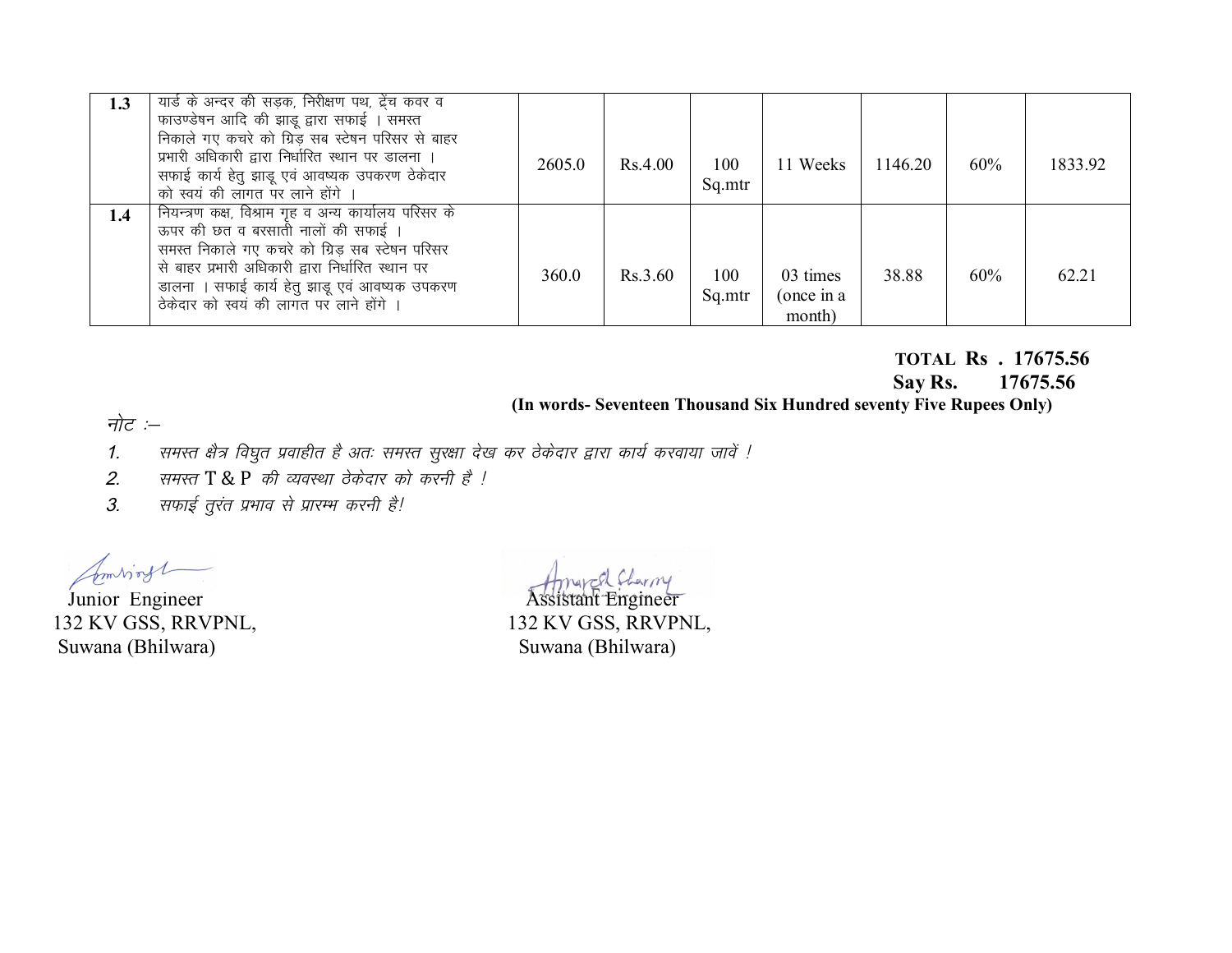| | | | | | | | | |
|---|---|---|---|---|---|---|---|---|
| 1.3 | यार्ड के अन्दर की सड़क, निरीक्षण पथ, ट्रेंच कवर व फाउण्डेषन आदि की झाड़ू द्वारा सफाई । समस्त निकाले गए कचरे को ग्रिड़ सब स्टेषन परिसर से बाहर प्रभारी अधिकारी द्वारा निर्धारित स्थान पर डालना । सफाई कार्य हेतु झाड़ू एवं आवष्यक उपकरण ठेकेदार को स्वयं की लागत पर लाने होंगे । | 2605.0 | Rs.4.00 | 100 Sq.mtr | 11 Weeks | 1146.20 | 60% | 1833.92 |
| 1.4 | नियन्त्रण कक्ष, विश्राम गृह व अन्य कार्यालय परिसर के ऊपर की छत व बरसाती नालों की सफाई । समस्त निकाले गए कचरे को ग्रिड़ सब स्टेषन परिसर से बाहर प्रभारी अधिकारी द्वारा निर्धारित स्थान पर डालना । सफाई कार्य हेतु झाड़ू एवं आवष्यक उपकरण ठेकेदार को स्वयं की लागत पर लाने होंगे । | 360.0 | Rs.3.60 | 100 Sq.mtr | 03 times (once in a month) | 38.88 | 60% | 62.21 |

**TOTAL Rs . 17675.56**

**Say Rs. 17675.56**

**(In words- Seventeen Thousand Six Hundred seventy Five Rupees Only)**

*नोट :–*

1. *समस्त क्षैत्र विघुत प्रवाहीत है अतः समस्त सुरक्षा देख कर ठेकेदार द्वारा कार्य करवाया जावें !*
2. *समस्त T & P की व्यवस्था ठेकेदार को करनी है !*
3. *सफाई तुरंत प्रभाव से प्रारम्भ करनी है!*

Junior Engineer
132 KV GSS, RRVPNL,
Suwana (Bhilwara)

Assistant Engineer
132 KV GSS, RRVPNL,
Suwana (Bhilwara)